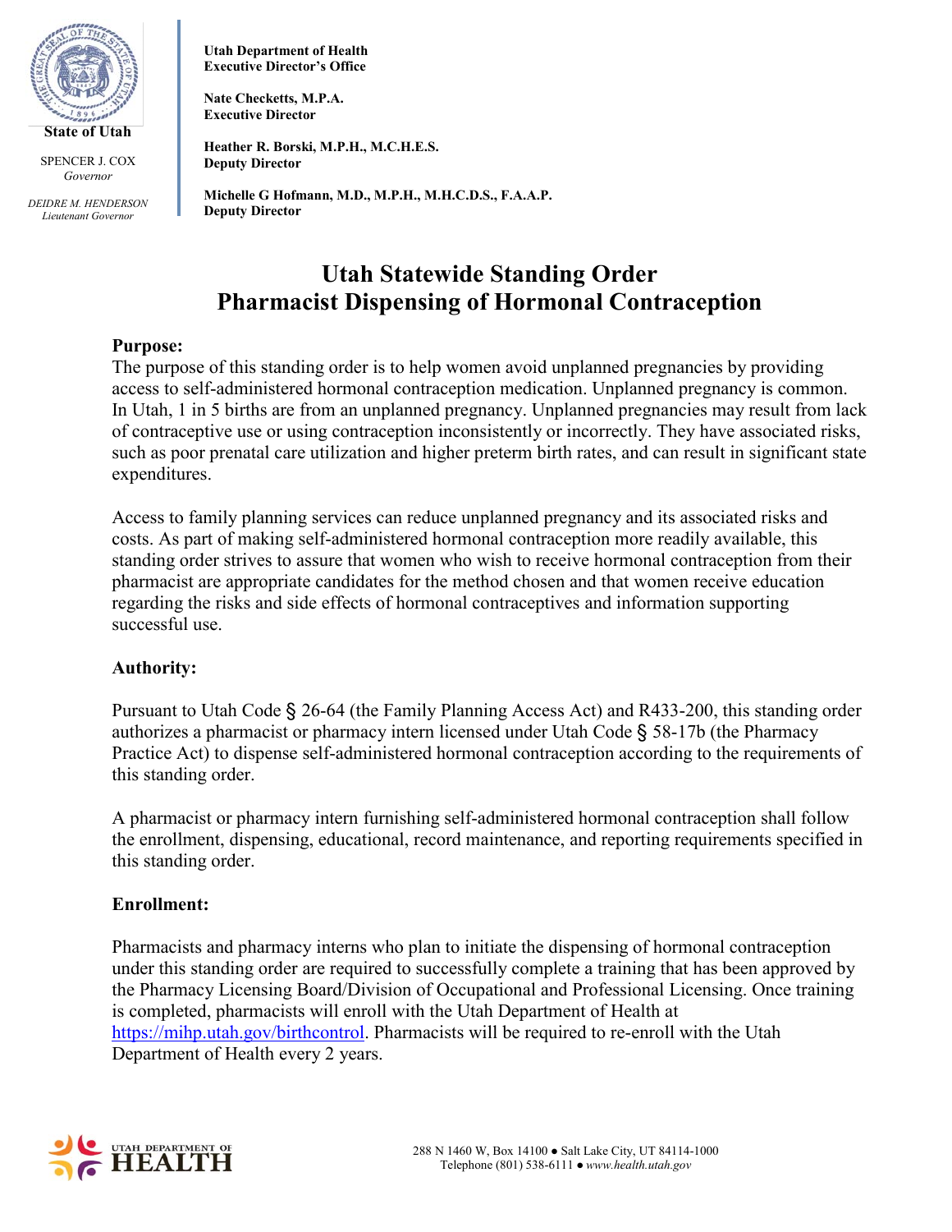State of Utah

SPENCER J. COX
*Governor*

*DEIDRE M. HENDERSON*
*Lieutenant Governor*

**Utah Department of Health**
**Executive Director's Office**

**Nate Checketts, M.P.A.**
**Executive Director**

**Heather R. Borski, M.P.H., M.C.H.E.S.**
**Deputy Director**

**Michelle G Hofmann, M.D., M.P.H., M.H.C.D.S., F.A.A.P.**
**Deputy Director**

# Utah Statewide Standing Order
# Pharmacist Dispensing of Hormonal Contraception

**Purpose:**
The purpose of this standing order is to help women avoid unplanned pregnancies by providing access to self-administered hormonal contraception medication. Unplanned pregnancy is common. In Utah, 1 in 5 births are from an unplanned pregnancy. Unplanned pregnancies may result from lack of contraceptive use or using contraception inconsistently or incorrectly. They have associated risks, such as poor prenatal care utilization and higher preterm birth rates, and can result in significant state expenditures.

Access to family planning services can reduce unplanned pregnancy and its associated risks and costs. As part of making self-administered hormonal contraception more readily available, this standing order strives to assure that women who wish to receive hormonal contraception from their pharmacist are appropriate candidates for the method chosen and that women receive education regarding the risks and side effects of hormonal contraceptives and information supporting successful use.

**Authority:**

Pursuant to Utah Code § 26-64 (the Family Planning Access Act) and R433-200, this standing order authorizes a pharmacist or pharmacy intern licensed under Utah Code § 58-17b (the Pharmacy Practice Act) to dispense self-administered hormonal contraception according to the requirements of this standing order.

A pharmacist or pharmacy intern furnishing self-administered hormonal contraception shall follow the enrollment, dispensing, educational, record maintenance, and reporting requirements specified in this standing order.

**Enrollment:**

Pharmacists and pharmacy interns who plan to initiate the dispensing of hormonal contraception under this standing order are required to successfully complete a training that has been approved by the Pharmacy Licensing Board/Division of Occupational and Professional Licensing. Once training is completed, pharmacists will enroll with the Utah Department of Health at https://mihp.utah.gov/birthcontrol. Pharmacists will be required to re-enroll with the Utah Department of Health every 2 years.

UTAH DEPARTMENT OF HEALTH

288 N 1460 W, Box 14100 ● Salt Lake City, UT 84114-1000
Telephone (801) 538-6111 ● *www.health.utah.gov*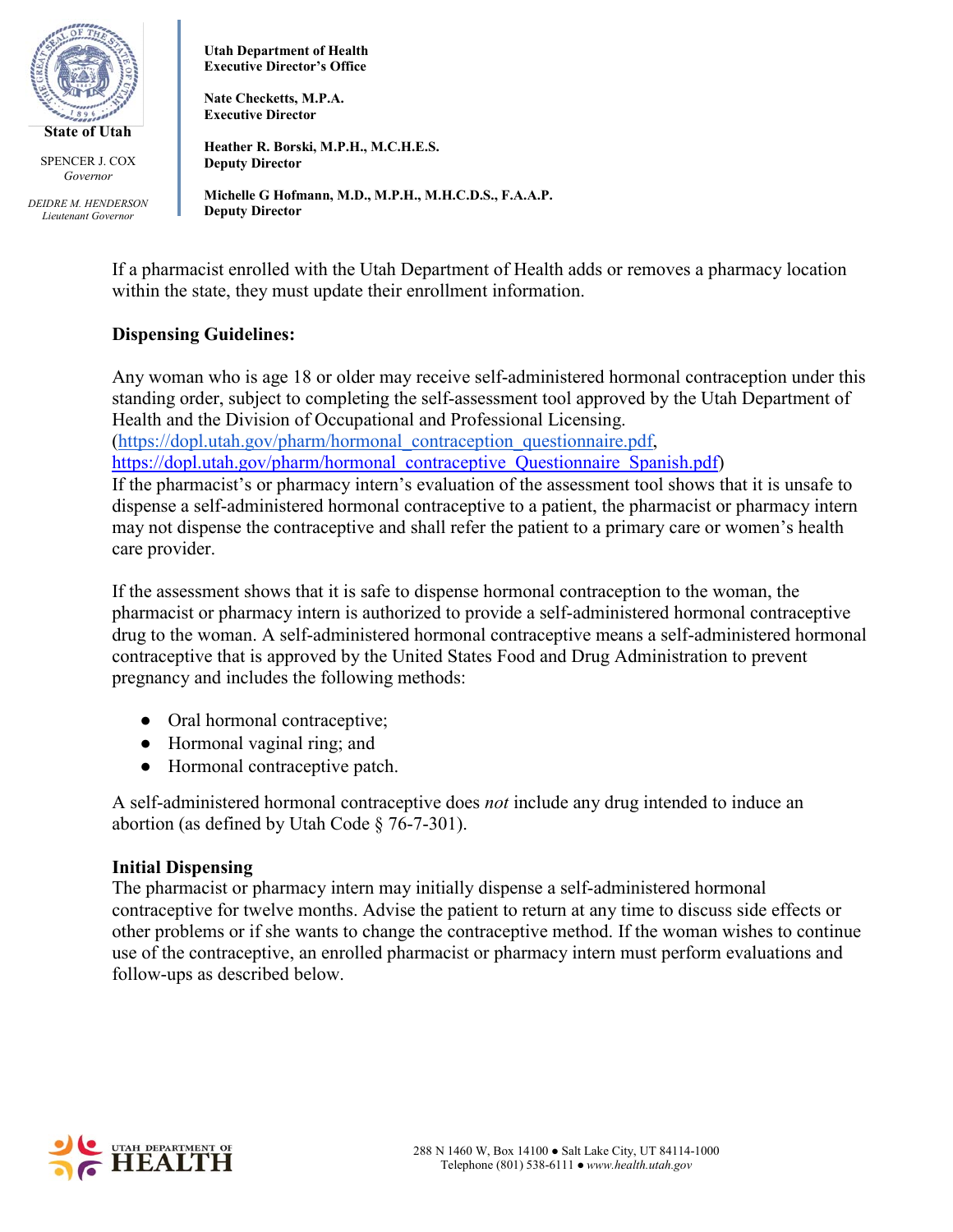If a pharmacist enrolled with the Utah Department of Health adds or removes a pharmacy location within the state, they must update their enrollment information.

## Dispensing Guidelines:

Any woman who is age 18 or older may receive self-administered hormonal contraception under this standing order, subject to completing the self-assessment tool approved by the Utah Department of Health and the Division of Occupational and Professional Licensing. (https://dopl.utah.gov/pharm/hormonal_contraception_questionnaire.pdf, https://dopl.utah.gov/pharm/hormonal_contraceptive_Questionnaire_Spanish.pdf)
If the pharmacist's or pharmacy intern's evaluation of the assessment tool shows that it is unsafe to dispense a self-administered hormonal contraceptive to a patient, the pharmacist or pharmacy intern may not dispense the contraceptive and shall refer the patient to a primary care or women's health care provider.

If the assessment shows that it is safe to dispense hormonal contraception to the woman, the pharmacist or pharmacy intern is authorized to provide a self-administered hormonal contraceptive drug to the woman. A self-administered hormonal contraceptive means a self-administered hormonal contraceptive that is approved by the United States Food and Drug Administration to prevent pregnancy and includes the following methods:

- Oral hormonal contraceptive;
- Hormonal vaginal ring; and
- Hormonal contraceptive patch.

A self-administered hormonal contraceptive does *not* include any drug intended to induce an abortion (as defined by Utah Code § 76-7-301).

### Initial Dispensing

The pharmacist or pharmacy intern may initially dispense a self-administered hormonal contraceptive for twelve months. Advise the patient to return at any time to discuss side effects or other problems or if she wants to change the contraceptive method. If the woman wishes to continue use of the contraceptive, an enrolled pharmacist or pharmacy intern must perform evaluations and follow-ups as described below.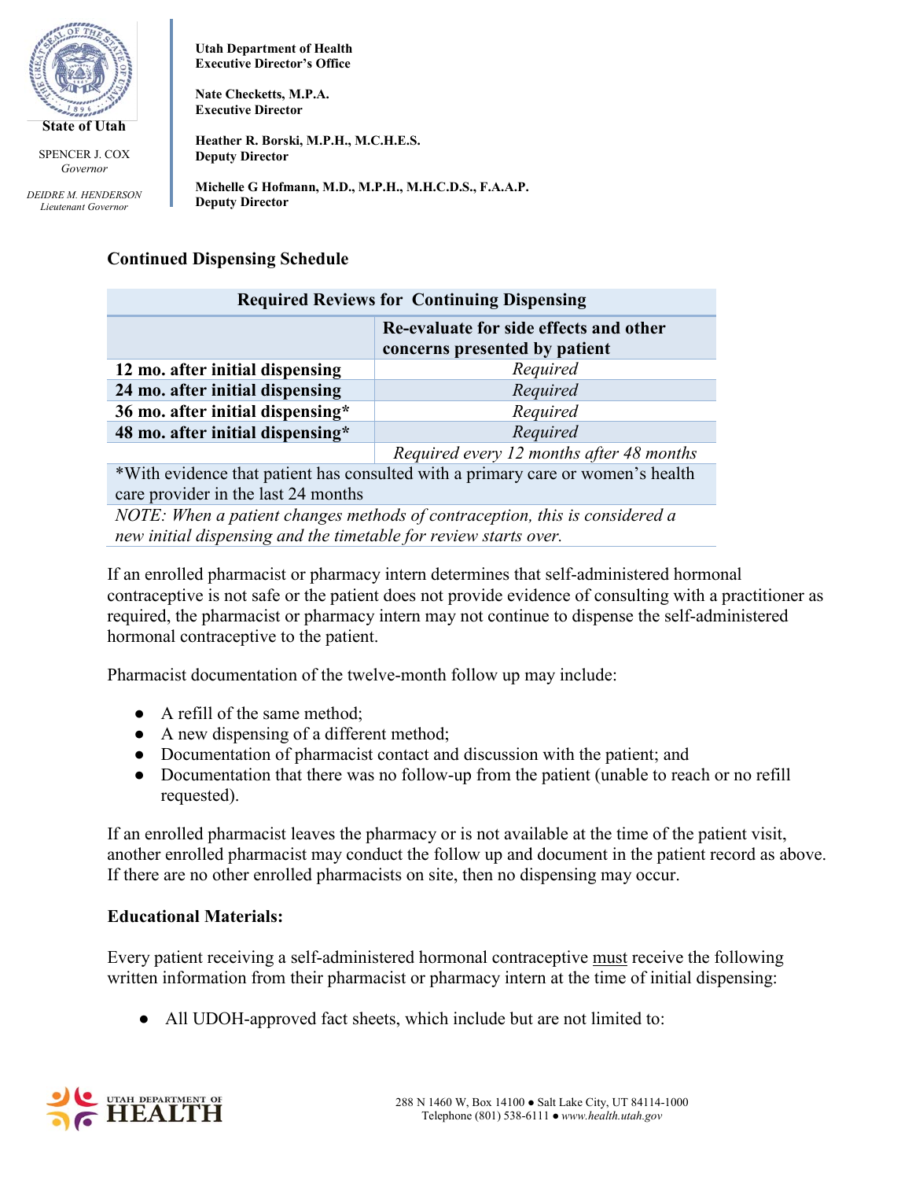### Continued Dispensing Schedule

| Required Reviews for Continuing Dispensing | |
|---|---|
| | **Re-evaluate for side effects and other concerns presented by patient** |
| **12 mo. after initial dispensing** | *Required* |
| **24 mo. after initial dispensing** | *Required* |
| **36 mo. after initial dispensing*** | *Required* |
| **48 mo. after initial dispensing*** | *Required* |
| | *Required every 12 months after 48 months* |
| *With evidence that patient has consulted with a primary care or women's health care provider in the last 24 months | |
| *NOTE: When a patient changes methods of contraception, this is considered a new initial dispensing and the timetable for review starts over.* | |

If an enrolled pharmacist or pharmacy intern determines that self-administered hormonal contraceptive is not safe or the patient does not provide evidence of consulting with a practitioner as required, the pharmacist or pharmacy intern may not continue to dispense the self-administered hormonal contraceptive to the patient.

Pharmacist documentation of the twelve-month follow up may include:

- A refill of the same method;
- A new dispensing of a different method;
- Documentation of pharmacist contact and discussion with the patient; and
- Documentation that there was no follow-up from the patient (unable to reach or no refill requested).

If an enrolled pharmacist leaves the pharmacy or is not available at the time of the patient visit, another enrolled pharmacist may conduct the follow up and document in the patient record as above. If there are no other enrolled pharmacists on site, then no dispensing may occur.

**Educational Materials:**

Every patient receiving a self-administered hormonal contraceptive must receive the following written information from their pharmacist or pharmacy intern at the time of initial dispensing:

- All UDOH-approved fact sheets, which include but are not limited to: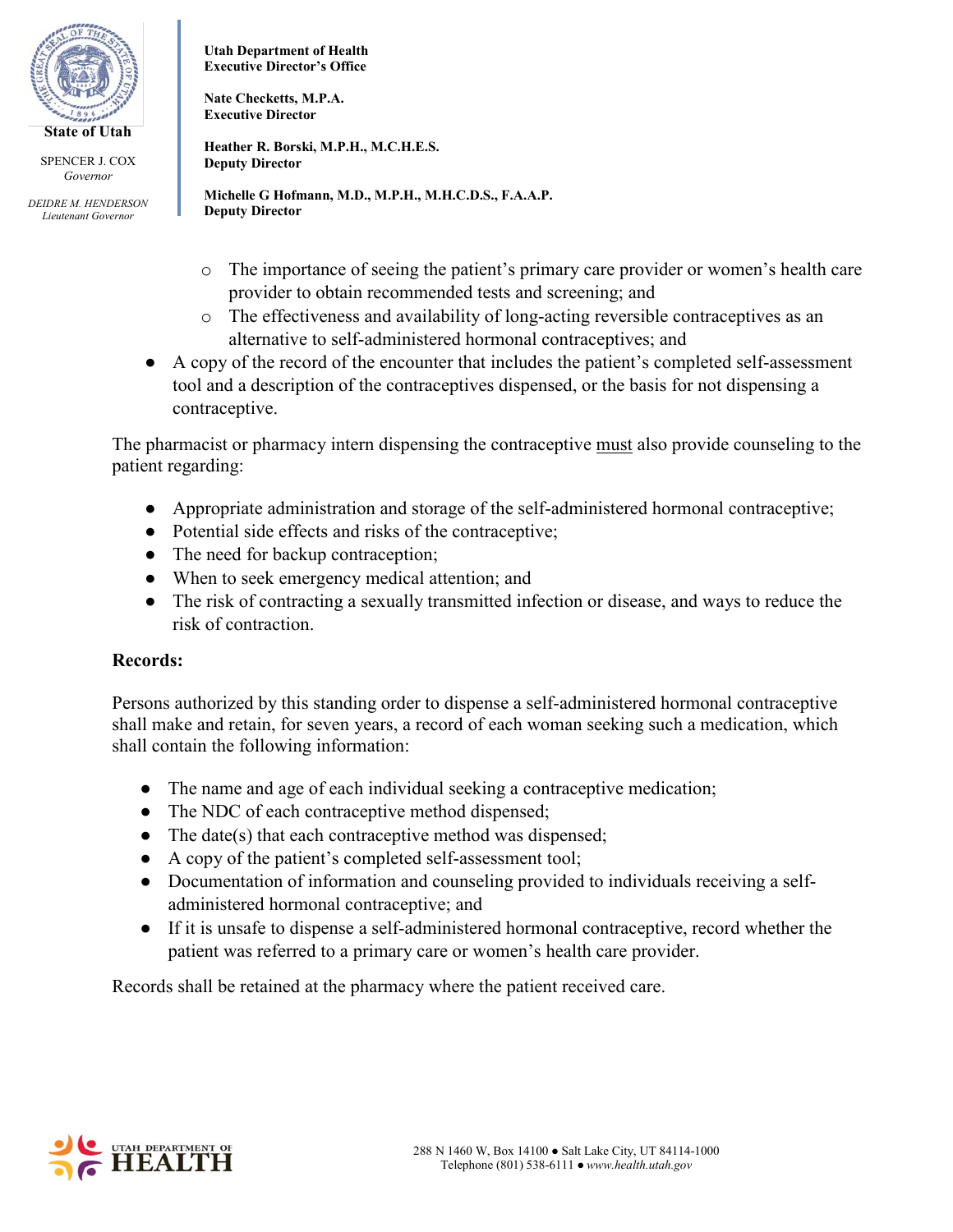- The importance of seeing the patient's primary care provider or women's health care provider to obtain recommended tests and screening; and
  - The effectiveness and availability of long-acting reversible contraceptives as an alternative to self-administered hormonal contraceptives; and
- A copy of the record of the encounter that includes the patient's completed self-assessment tool and a description of the contraceptives dispensed, or the basis for not dispensing a contraceptive.

The pharmacist or pharmacy intern dispensing the contraceptive must also provide counseling to the patient regarding:

- Appropriate administration and storage of the self-administered hormonal contraceptive;
- Potential side effects and risks of the contraceptive;
- The need for backup contraception;
- When to seek emergency medical attention; and
- The risk of contracting a sexually transmitted infection or disease, and ways to reduce the risk of contraction.

**Records:**

Persons authorized by this standing order to dispense a self-administered hormonal contraceptive shall make and retain, for seven years, a record of each woman seeking such a medication, which shall contain the following information:

- The name and age of each individual seeking a contraceptive medication;
- The NDC of each contraceptive method dispensed;
- The date(s) that each contraceptive method was dispensed;
- A copy of the patient's completed self-assessment tool;
- Documentation of information and counseling provided to individuals receiving a self-administered hormonal contraceptive; and
- If it is unsafe to dispense a self-administered hormonal contraceptive, record whether the patient was referred to a primary care or women's health care provider.

Records shall be retained at the pharmacy where the patient received care.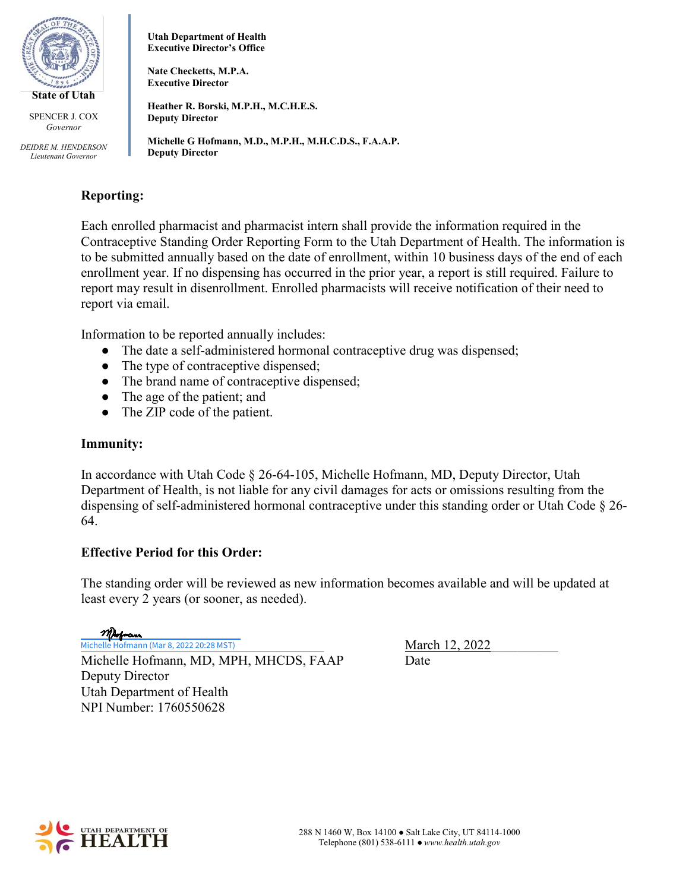State of Utah

SPENCER J. COX
*Governor*

*DEIDRE M. HENDERSON*
*Lieutenant Governor*

**Utah Department of Health**
**Executive Director's Office**

**Nate Checketts, M.P.A.**
**Executive Director**

**Heather R. Borski, M.P.H., M.C.H.E.S.**
**Deputy Director**

**Michelle G Hofmann, M.D., M.P.H., M.H.C.D.S., F.A.A.P.**
**Deputy Director**

## Reporting:

Each enrolled pharmacist and pharmacist intern shall provide the information required in the Contraceptive Standing Order Reporting Form to the Utah Department of Health. The information is to be submitted annually based on the date of enrollment, within 10 business days of the end of each enrollment year. If no dispensing has occurred in the prior year, a report is still required. Failure to report may result in disenrollment. Enrolled pharmacists will receive notification of their need to report via email.

Information to be reported annually includes:

- The date a self-administered hormonal contraceptive drug was dispensed;
- The type of contraceptive dispensed;
- The brand name of contraceptive dispensed;
- The age of the patient; and
- The ZIP code of the patient.

## Immunity:

In accordance with Utah Code § 26-64-105, Michelle Hofmann, MD, Deputy Director, Utah Department of Health, is not liable for any civil damages for acts or omissions resulting from the dispensing of self-administered hormonal contraceptive under this standing order or Utah Code § 26-64.

## Effective Period for this Order:

The standing order will be reviewed as new information becomes available and will be updated at least every 2 years (or sooner, as needed).

Michelle Hofmann (Mar 8, 2022 20:28 MST)

Michelle Hofmann, MD, MPH, MHCDS, FAAP
Deputy Director
Utah Department of Health
NPI Number: 1760550628

March 12, 2022
Date

UTAH DEPARTMENT OF HEALTH

288 N 1460 W, Box 14100 ● Salt Lake City, UT 84114-1000
Telephone (801) 538-6111 ● *www.health.utah.gov*